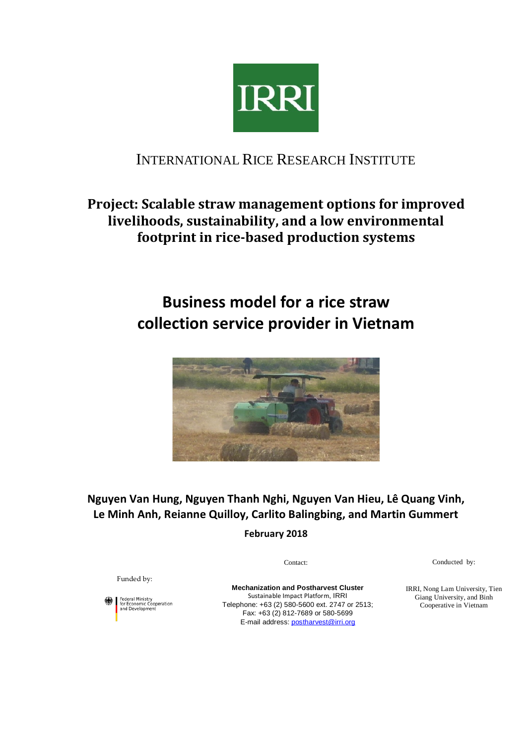IRRI

INTERNATIONAL RICE RESEARCH INSTITUTE

## Project: Scalable straw management options for improved livelihoods, sustainability, and a low environmental footprint in rice-based production systems

# Business model for a rice straw collection service provider in Vietnam

**Nguyen Van Hung, Nguyen Thanh Nghi, Nguyen Van Hieu, Lê Quang Vinh, Le Minh Anh, Reianne Quilloy, Carlito Balingbing, and Martin Gummert**

**February 2018**

Funded by:

Federal Ministry for Economic Cooperation and Development

Contact:

**Mechanization and Postharvest Cluster**
Sustainable Impact Platform, IRRI
Telephone: +63 (2) 580-5600 ext. 2747 or 2513;
Fax: +63 (2) 812-7689 or 580-5699
E-mail address: postharvest@irri.org

Conducted by:

IRRI, Nong Lam University, Tien Giang University, and Binh Cooperative in Vietnam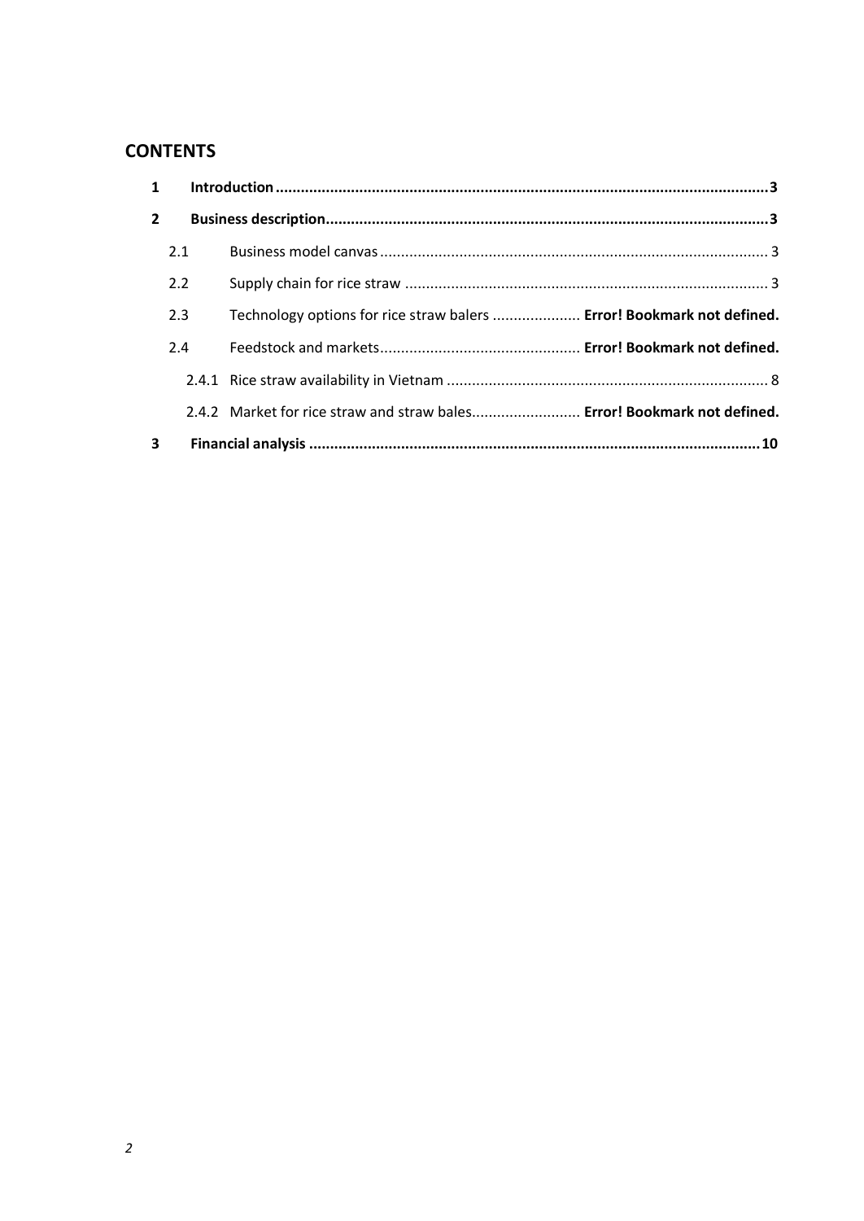## CONTENTS

**1 Introduction ........................................................................................................... 3**

**2 Business description ............................................................................................... 3**

- 2.1 Business model canvas ...................................................................................... 3
- 2.2 Supply chain for rice straw ................................................................................. 3
- 2.3 Technology options for rice straw balers ..................... **Error! Bookmark not defined.**
- 2.4 Feedstock and markets ................................................ **Error! Bookmark not defined.**
  - 2.4.1 Rice straw availability in Vietnam ................................................................ 8
  - 2.4.2 Market for rice straw and straw bales .......................... **Error! Bookmark not defined.**

**3 Financial analysis ................................................................................................. 10**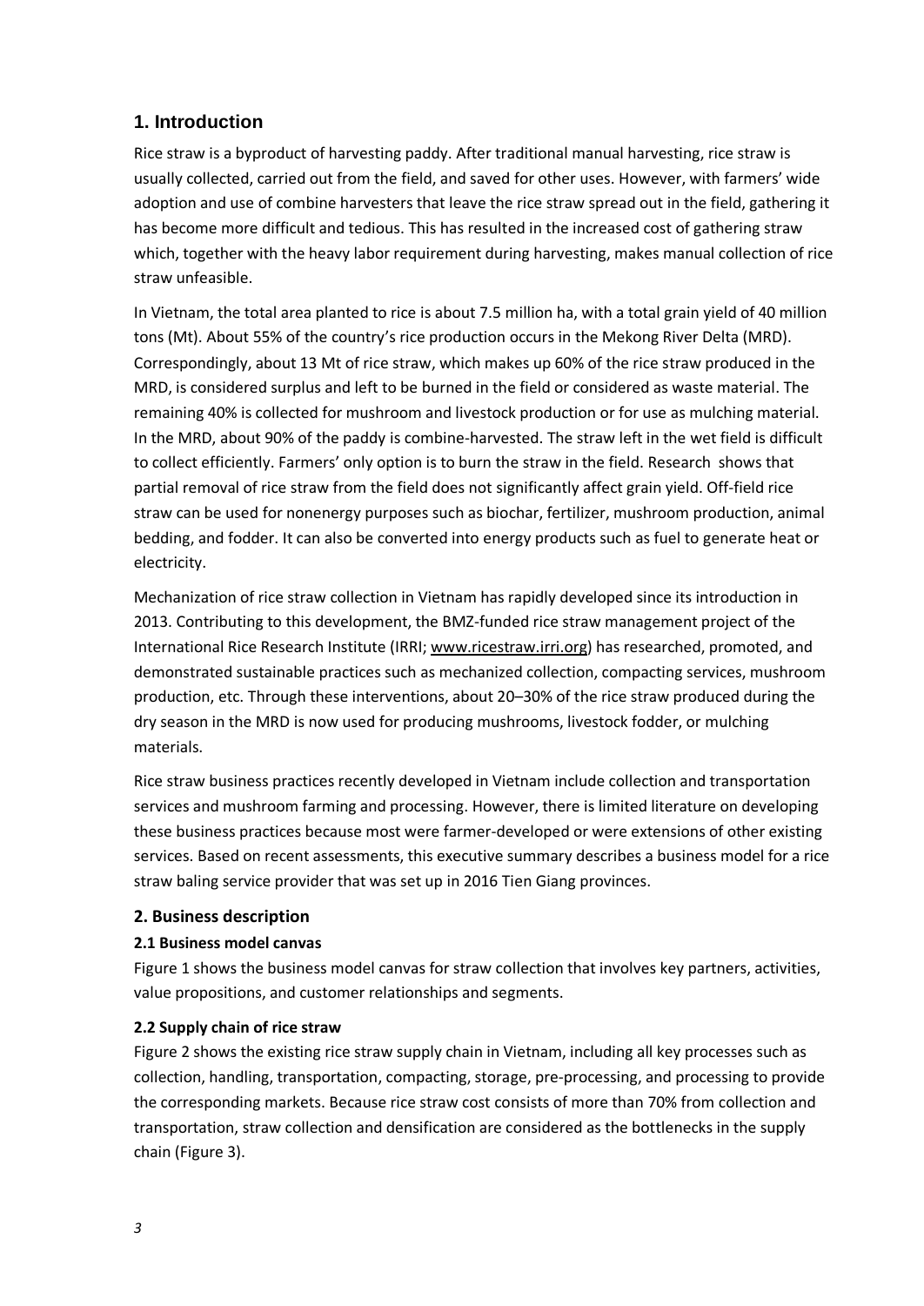## 1. Introduction

Rice straw is a byproduct of harvesting paddy. After traditional manual harvesting, rice straw is usually collected, carried out from the field, and saved for other uses. However, with farmers' wide adoption and use of combine harvesters that leave the rice straw spread out in the field, gathering it has become more difficult and tedious. This has resulted in the increased cost of gathering straw which, together with the heavy labor requirement during harvesting, makes manual collection of rice straw unfeasible.

In Vietnam, the total area planted to rice is about 7.5 million ha, with a total grain yield of 40 million tons (Mt). About 55% of the country's rice production occurs in the Mekong River Delta (MRD). Correspondingly, about 13 Mt of rice straw, which makes up 60% of the rice straw produced in the MRD, is considered surplus and left to be burned in the field or considered as waste material. The remaining 40% is collected for mushroom and livestock production or for use as mulching material. In the MRD, about 90% of the paddy is combine-harvested. The straw left in the wet field is difficult to collect efficiently. Farmers' only option is to burn the straw in the field. Research shows that partial removal of rice straw from the field does not significantly affect grain yield. Off-field rice straw can be used for nonenergy purposes such as biochar, fertilizer, mushroom production, animal bedding, and fodder. It can also be converted into energy products such as fuel to generate heat or electricity.

Mechanization of rice straw collection in Vietnam has rapidly developed since its introduction in 2013. Contributing to this development, the BMZ-funded rice straw management project of the International Rice Research Institute (IRRI; www.ricestraw.irri.org) has researched, promoted, and demonstrated sustainable practices such as mechanized collection, compacting services, mushroom production, etc. Through these interventions, about 20–30% of the rice straw produced during the dry season in the MRD is now used for producing mushrooms, livestock fodder, or mulching materials.

Rice straw business practices recently developed in Vietnam include collection and transportation services and mushroom farming and processing. However, there is limited literature on developing these business practices because most were farmer-developed or were extensions of other existing services. Based on recent assessments, this executive summary describes a business model for a rice straw baling service provider that was set up in 2016 Tien Giang provinces.

### 2. Business description

#### 2.1 Business model canvas

Figure 1 shows the business model canvas for straw collection that involves key partners, activities, value propositions, and customer relationships and segments.

#### 2.2 Supply chain of rice straw

Figure 2 shows the existing rice straw supply chain in Vietnam, including all key processes such as collection, handling, transportation, compacting, storage, pre-processing, and processing to provide the corresponding markets. Because rice straw cost consists of more than 70% from collection and transportation, straw collection and densification are considered as the bottlenecks in the supply chain (Figure 3).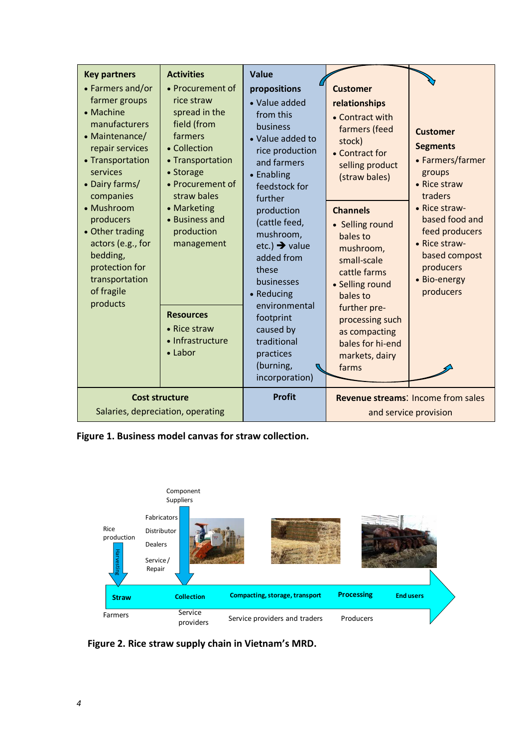| Key partners | Activities | Value propositions | Customer relationships | Customer Segments |
|---|---|---|---|---|
| • Farmers and/or farmer groups<br>• Machine manufacturers<br>• Maintenance/ repair services<br>• Transportation services<br>• Dairy farms/ companies<br>• Mushroom producers<br>• Other trading actors (e.g., for bedding, protection for transportation of fragile products | • Procurement of rice straw spread in the field (from farmers<br>• Collection<br>• Transportation<br>• Storage<br>• Procurement of straw bales<br>• Marketing<br>• Business and production management | • Value added from this business<br>• Value added to rice production and farmers<br>• Enabling feedstock for further production (cattle feed, mushroom, etc.) ➔ value added from these businesses<br>• Reducing environmental footprint caused by traditional practices (burning, incorporation) | • Contract with farmers (feed stock)<br>• Contract for selling product (straw bales) | • Farmers/farmer groups<br>• Rice straw traders<br>• Rice straw-based food and feed producers<br>• Rice straw-based compost producers<br>• Bio-energy producers |
| | **Resources**<br>• Rice straw<br>• Infrastructure<br>• Labor | | **Channels**<br>• Selling round bales to mushroom, small-scale cattle farms<br>• Selling round bales to further pre-processing such as compacting bales for hi-end markets, dairy farms | |
| **Cost structure**<br>Salaries, depreciation, operating | | **Profit** | **Revenue streams**: Income from sales and service provision | |

**Figure 1. Business model canvas for straw collection.**

**Figure 2. Rice straw supply chain in Vietnam's MRD.**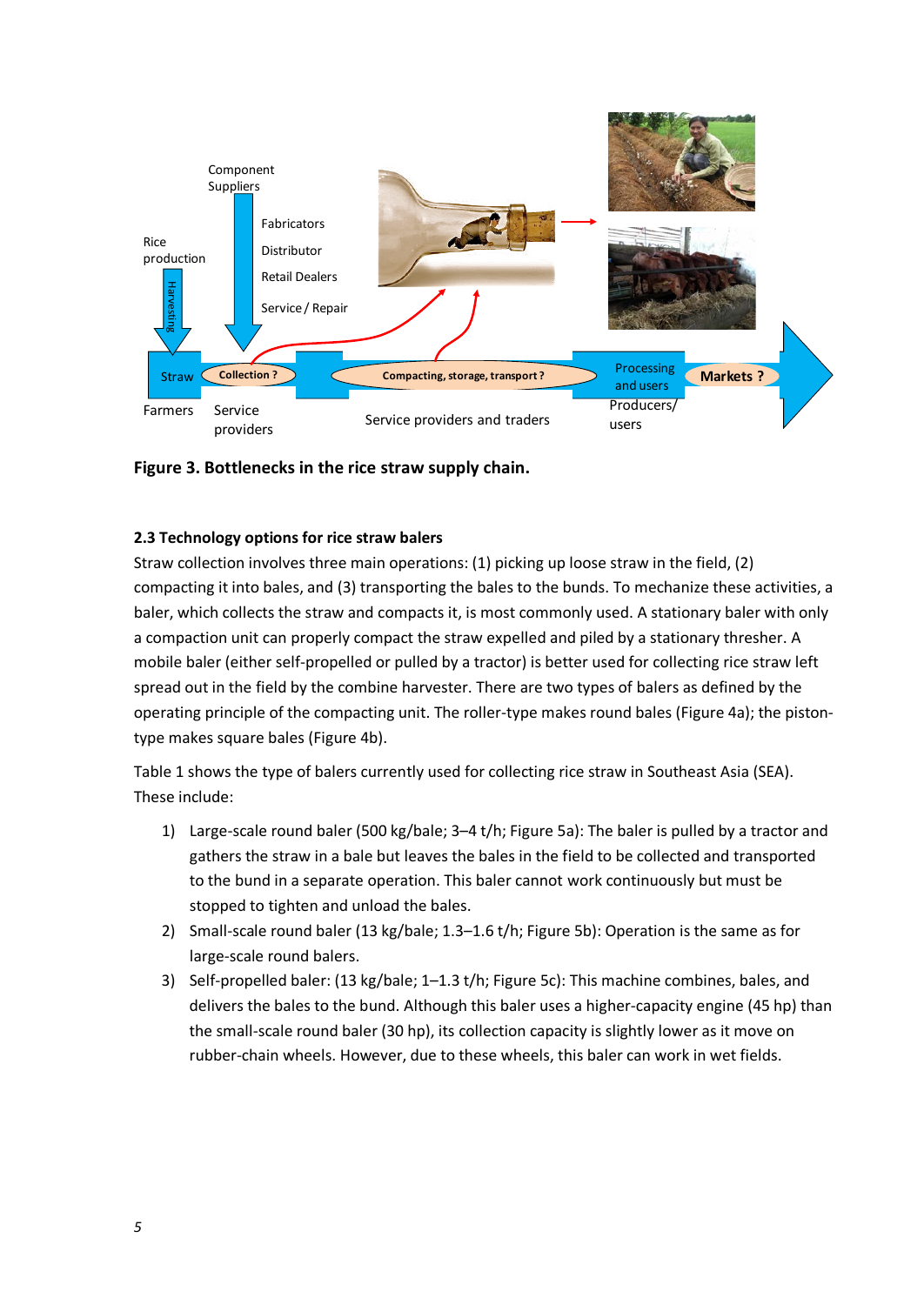**Figure 3. Bottlenecks in the rice straw supply chain.**

### 2.3 Technology options for rice straw balers

Straw collection involves three main operations: (1) picking up loose straw in the field, (2) compacting it into bales, and (3) transporting the bales to the bunds. To mechanize these activities, a baler, which collects the straw and compacts it, is most commonly used. A stationary baler with only a compaction unit can properly compact the straw expelled and piled by a stationary thresher. A mobile baler (either self-propelled or pulled by a tractor) is better used for collecting rice straw left spread out in the field by the combine harvester. There are two types of balers as defined by the operating principle of the compacting unit. The roller-type makes round bales (Figure 4a); the piston-type makes square bales (Figure 4b).

Table 1 shows the type of balers currently used for collecting rice straw in Southeast Asia (SEA). These include:

1) Large-scale round baler (500 kg/bale; 3–4 t/h; Figure 5a): The baler is pulled by a tractor and gathers the straw in a bale but leaves the bales in the field to be collected and transported to the bund in a separate operation. This baler cannot work continuously but must be stopped to tighten and unload the bales.
2) Small-scale round baler (13 kg/bale; 1.3–1.6 t/h; Figure 5b): Operation is the same as for large-scale round balers.
3) Self-propelled baler: (13 kg/bale; 1–1.3 t/h; Figure 5c): This machine combines, bales, and delivers the bales to the bund. Although this baler uses a higher-capacity engine (45 hp) than the small-scale round baler (30 hp), its collection capacity is slightly lower as it move on rubber-chain wheels. However, due to these wheels, this baler can work in wet fields.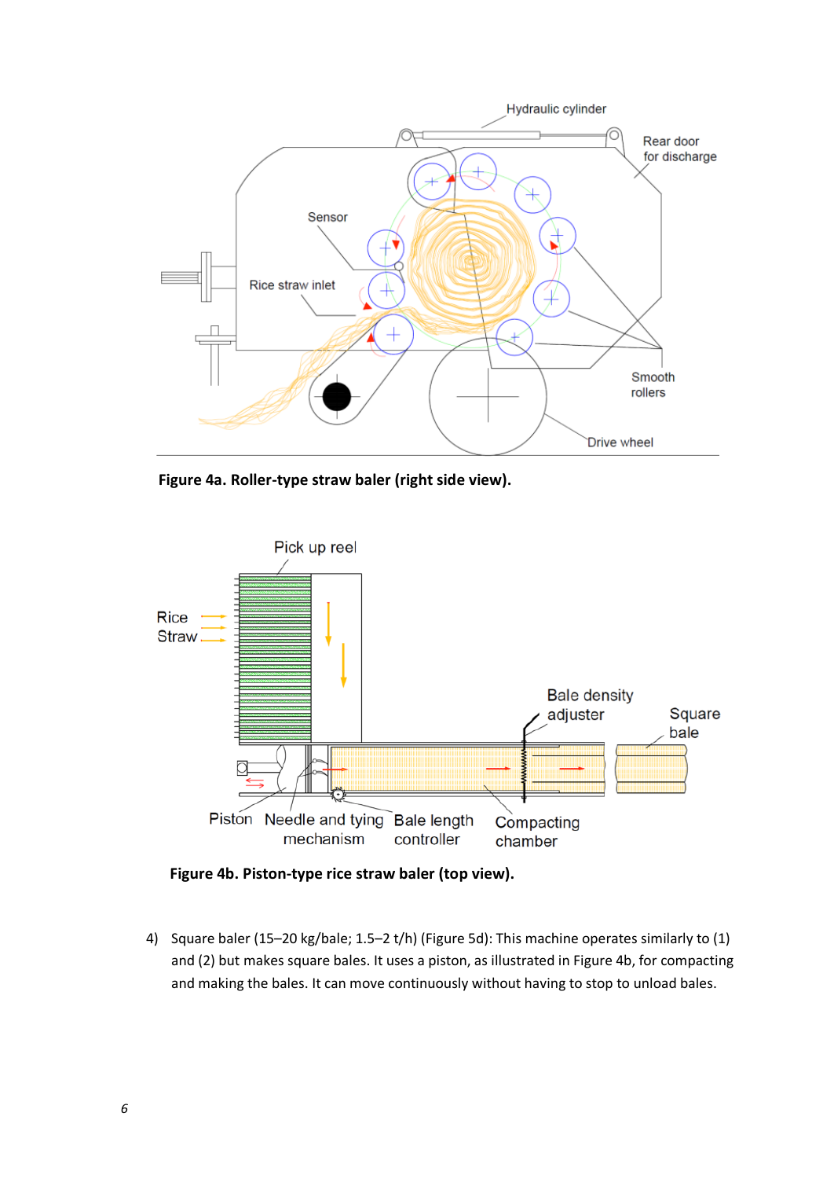**Figure 4a. Roller-type straw baler (right side view).**

**Figure 4b. Piston-type rice straw baler (top view).**

4) Square baler (15–20 kg/bale; 1.5–2 t/h) (Figure 5d): This machine operates similarly to (1) and (2) but makes square bales. It uses a piston, as illustrated in Figure 4b, for compacting and making the bales. It can move continuously without having to stop to unload bales.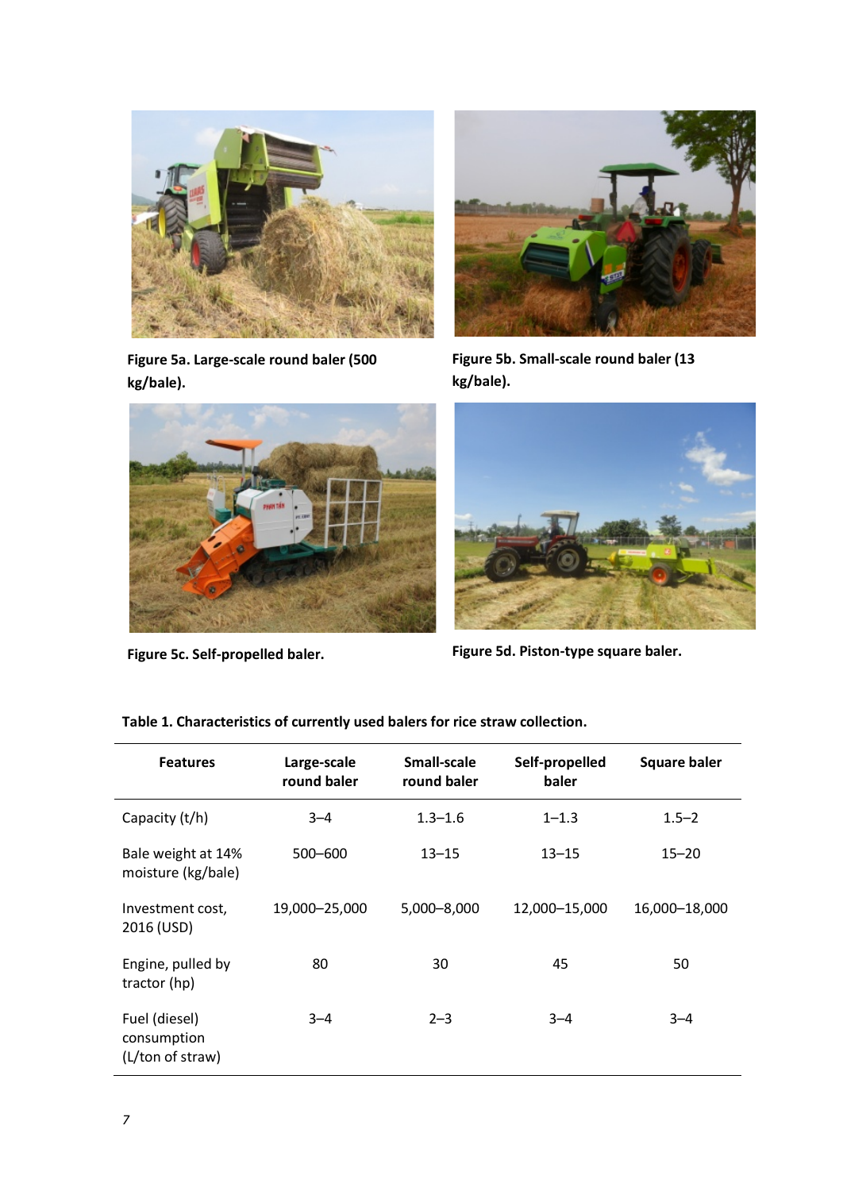**Figure 5a. Large-scale round baler (500 kg/bale).**

**Figure 5b. Small-scale round baler (13 kg/bale).**

**Figure 5c. Self-propelled baler.**

**Figure 5d. Piston-type square baler.**

**Table 1. Characteristics of currently used balers for rice straw collection.**

| Features | Large-scale round baler | Small-scale round baler | Self-propelled baler | Square baler |
|---|---|---|---|---|
| Capacity (t/h) | 3–4 | 1.3–1.6 | 1–1.3 | 1.5–2 |
| Bale weight at 14% moisture (kg/bale) | 500–600 | 13–15 | 13–15 | 15–20 |
| Investment cost, 2016 (USD) | 19,000–25,000 | 5,000–8,000 | 12,000–15,000 | 16,000–18,000 |
| Engine, pulled by tractor (hp) | 80 | 30 | 45 | 50 |
| Fuel (diesel) consumption (L/ton of straw) | 3–4 | 2–3 | 3–4 | 3–4 |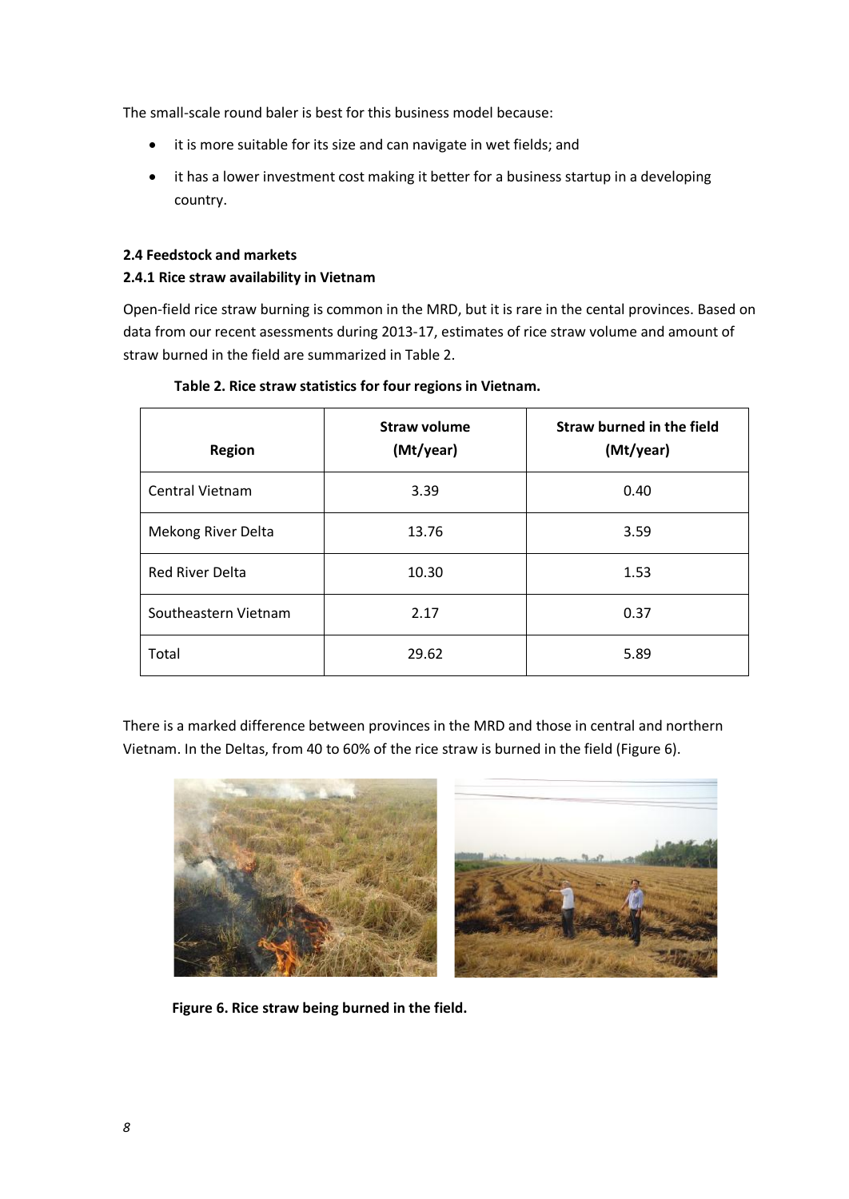The small-scale round baler is best for this business model because:

- it is more suitable for its size and can navigate in wet fields; and
- it has a lower investment cost making it better for a business startup in a developing country.

### 2.4 Feedstock and markets

#### 2.4.1 Rice straw availability in Vietnam

Open-field rice straw burning is common in the MRD, but it is rare in the cental provinces. Based on data from our recent asessments during 2013-17, estimates of rice straw volume and amount of straw burned in the field are summarized in Table 2.

**Table 2. Rice straw statistics for four regions in Vietnam.**

| Region | Straw volume (Mt/year) | Straw burned in the field (Mt/year) |
|---|---|---|
| Central Vietnam | 3.39 | 0.40 |
| Mekong River Delta | 13.76 | 3.59 |
| Red River Delta | 10.30 | 1.53 |
| Southeastern Vietnam | 2.17 | 0.37 |
| Total | 29.62 | 5.89 |

There is a marked difference between provinces in the MRD and those in central and northern Vietnam. In the Deltas, from 40 to 60% of the rice straw is burned in the field (Figure 6).

**Figure 6. Rice straw being burned in the field.**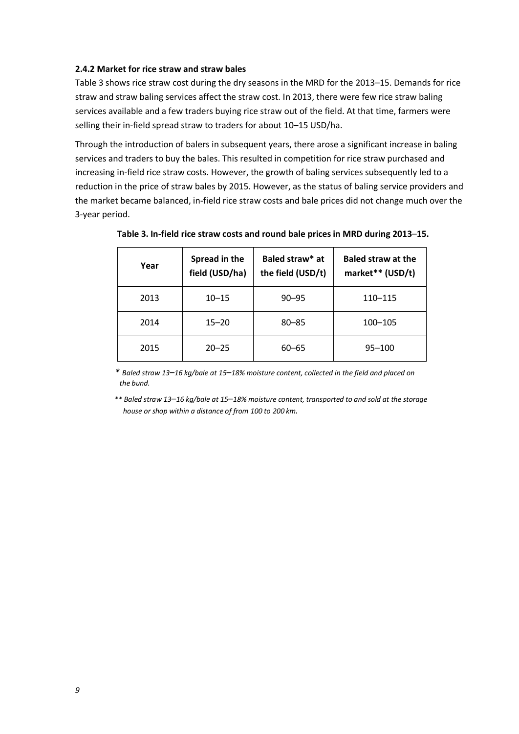### 2.4.2 Market for rice straw and straw bales

Table 3 shows rice straw cost during the dry seasons in the MRD for the 2013–15. Demands for rice straw and straw baling services affect the straw cost. In 2013, there were few rice straw baling services available and a few traders buying rice straw out of the field. At that time, farmers were selling their in-field spread straw to traders for about 10–15 USD/ha.

Through the introduction of balers in subsequent years, there arose a significant increase in baling services and traders to buy the bales. This resulted in competition for rice straw purchased and increasing in-field rice straw costs. However, the growth of baling services subsequently led to a reduction in the price of straw bales by 2015. However, as the status of baling service providers and the market became balanced, in-field rice straw costs and bale prices did not change much over the 3-year period.

**Table 3. In-field rice straw costs and round bale prices in MRD during 2013–15.**

| Year | Spread in the field (USD/ha) | Baled straw* at the field (USD/t) | Baled straw at the market** (USD/t) |
|---|---|---|---|
| 2013 | 10–15 | 90–95 | 110–115 |
| 2014 | 15–20 | 80–85 | 100–105 |
| 2015 | 20–25 | 60–65 | 95–100 |

\* *Baled straw 13–16 kg/bale at 15–18% moisture content, collected in the field and placed on the bund.*

\*\* *Baled straw 13–16 kg/bale at 15–18% moisture content, transported to and sold at the storage house or shop within a distance of from 100 to 200 km.*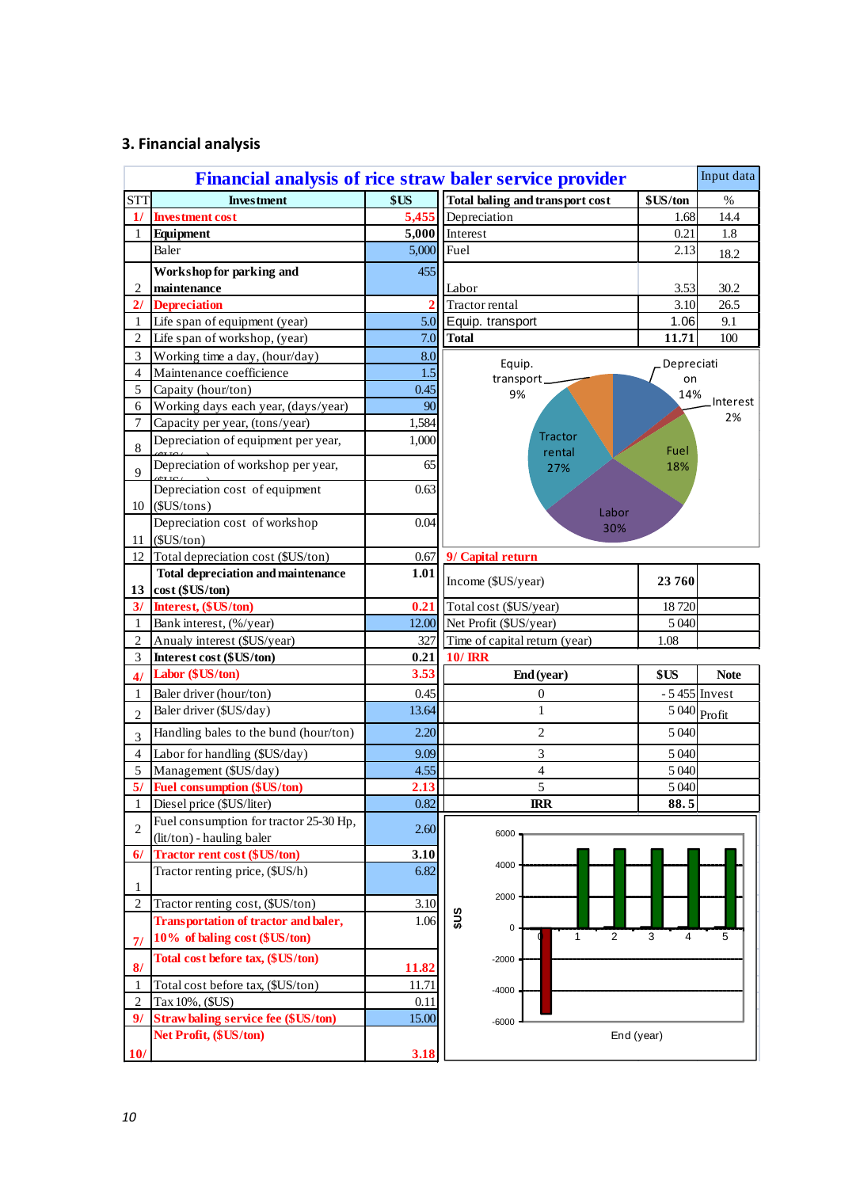### 3. Financial analysis

**Financial analysis of rice straw baler service provider** — Input data

| STT | Investment | $US |
|---|---|---|
| 1/ | Investment cost | 5,455 |
| 1 | Equipment | 5,000 |
| | Baler | 5,000 |
| 2 | Workshop for parking and maintenance | 455 |
| 2/ | Depreciation | 2 |
| 1 | Life span of equipment (year) | 5.0 |
| 2 | Life span of workshop, (year) | 7.0 |
| 3 | Working time a day, (hour/day) | 8.0 |
| 4 | Maintenance coefficience | 1.5 |
| 5 | Capaity (hour/ton) | 0.45 |
| 6 | Working days each year, (days/year) | 90 |
| 7 | Capacity per year, (tons/year) | 1,584 |
| 8 | Depreciation of equipment per year, ($US/year) | 1,000 |
| 9 | Depreciation of workshop per year, ($US/year) | 65 |
| 10 | Depreciation cost of equipment ($US/tons) | 0.63 |
| 11 | Depreciation cost of workshop ($US/ton) | 0.04 |
| 12 | Total depreciation cost ($US/ton) | 0.67 |
| 13 | Total depreciation and maintenance cost ($US/ton) | 1.01 |
| 3/ | Interest, ($US/ton) | 0.21 |
| 1 | Bank interest, (%/year) | 12.00 |
| 2 | Anualy interest ($US/year) | 327 |
| 3 | Interest cost ($US/ton) | 0.21 |
| 4/ | Labor ($US/ton) | 3.53 |
| 1 | Baler driver (hour/ton) | 0.45 |
| 2 | Baler driver ($US/day) | 13.64 |
| 3 | Handling bales to the bund (hour/ton) | 2.20 |
| 4 | Labor for handling ($US/day) | 9.09 |
| 5 | Management ($US/day) | 4.55 |
| 5/ | Fuel consumption ($US/ton) | 2.13 |
| 1 | Diesel price ($US/liter) | 0.82 |
| 2 | Fuel consumption for tractor 25-30 Hp, (lit/ton) - hauling baler | 2.60 |
| 6/ | Tractor rent cost ($US/ton) | 3.10 |
| 1 | Tractor renting price, ($US/h) | 6.82 |
| 2 | Tractor renting cost, ($US/ton) | 3.10 |
| 7/ | Transportation of tractor and baler, 10% of baling cost ($US/ton) | 1.06 |
| 8/ | Total cost before tax, ($US/ton) | 11.82 |
| 1 | Total cost before tax, ($US/ton) | 11.71 |
| 2 | Tax 10%, ($US) | 0.11 |
| 9/ | Straw baling service fee ($US/ton) | 15.00 |
| 10/ | Net Profit, ($US/ton) | 3.18 |

| Total baling and transport cost | $US/ton | % |
|---|---|---|
| Depreciation | 1.68 | 14.4 |
| Interest | 0.21 | 1.8 |
| Fuel | 2.13 | 18.2 |
| Labor | 3.53 | 30.2 |
| Tractor rental | 3.10 | 26.5 |
| Equip. transport | 1.06 | 9.1 |
| Total | 11.71 | 100 |

Equip. transport 9%
Depreciation 14%
Interest 2%
Tractor rental 27%
Fuel 18%
Labor 30%

**9/ Capital return**

| | | |
|---|---|---|
| Income ($US/year) | 23 760 | |
| Total cost ($US/year) | 18 720 | |
| Net Profit ($US/year) | 5 040 | |
| Time of capital return (year) | 1.08 | |

**10/ IRR**

| End (year) | $US | Note |
|---|---|---|
| 0 | - 5 455 | Invest |
| 1 | 5 040 | Profit |
| 2 | 5 040 | |
| 3 | 5 040 | |
| 4 | 5 040 | |
| 5 | 5 040 | |
| IRR | 88.5 | |

$US
6000
4000
2000
0
-2000
-4000
-6000
0 1 2 3 4 5
End (year)